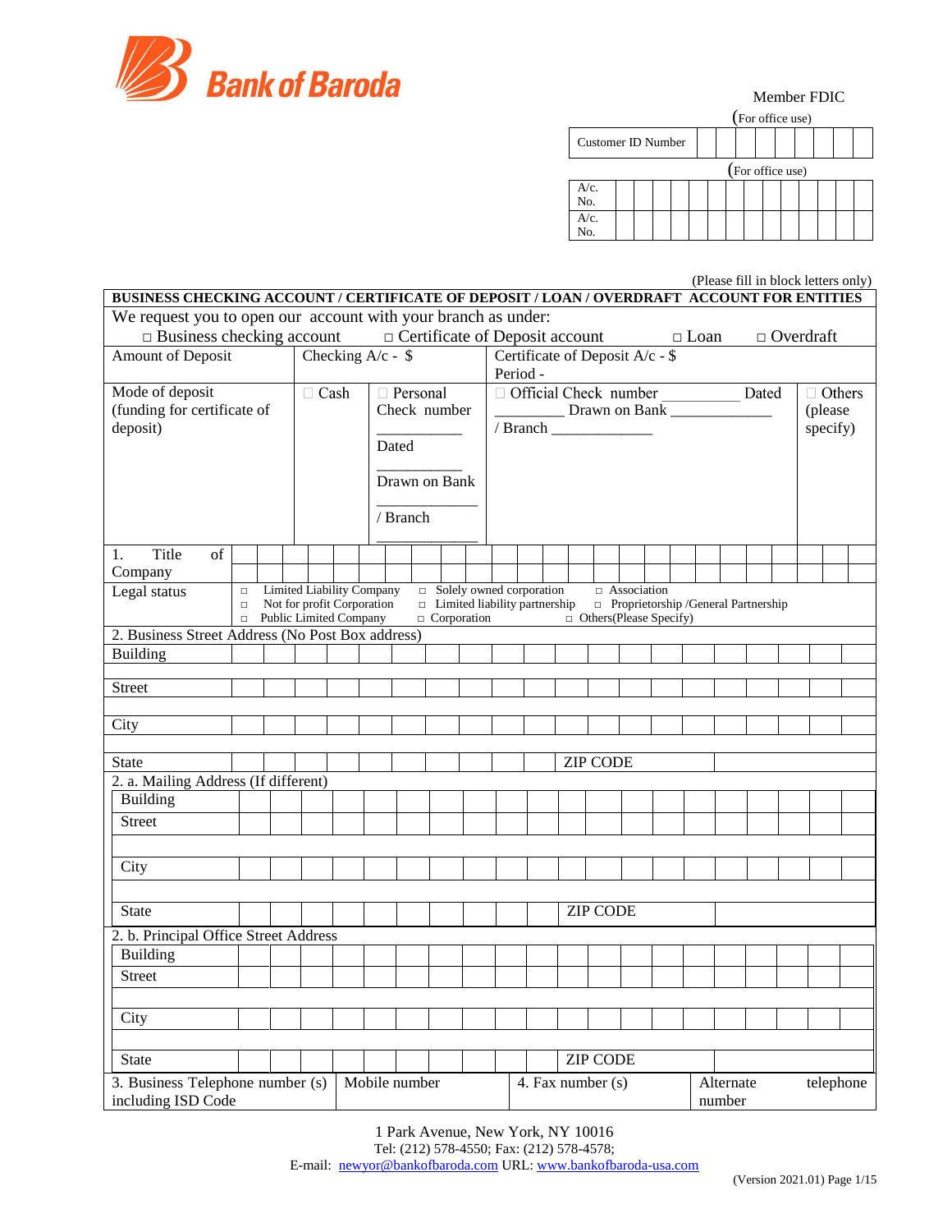Bank of Baroda

Member FDIC

(For office use)

| Customer ID Number | | | | | | | | | |
|---|---|---|---|---|---|---|---|---|---|

(For office use)

| A/c. No. | | | | | | | | | | | | | | |
|---|---|---|---|---|---|---|---|---|---|---|---|---|---|---|
| A/c. No. | | | | | | | | | | | | | | |

(Please fill in block letters only)

**BUSINESS CHECKING ACCOUNT / CERTIFICATE OF DEPOSIT / LOAN / OVERDRAFT ACCOUNT FOR ENTITIES**

We request you to open our account with your branch as under:

□ Business checking account □ Certificate of Deposit account □ Loan □ Overdraft

| Amount of Deposit | Checking A/c - $ | | Certificate of Deposit A/c - $<br>Period - | |
|---|---|---|---|---|
| Mode of deposit<br>(funding for certificate of deposit) | □ Cash | □ Personal Check number ___________<br>Dated ___________<br>Drawn on Bank ___________<br>/ Branch ___________ | □ Official Check number __________ Dated _________ Drawn on Bank _____________<br>/ Branch _____________ | □ Others (please specify) |

| 1. Title of Company | |
|---|---|
| Legal status | □ Limited Liability Company □ Solely owned corporation □ Association<br>□ Not for profit Corporation □ Limited liability partnership □ Proprietorship /General Partnership<br>□ Public Limited Company □ Corporation □ Others(Please Specify) |

**2. Business Street Address (No Post Box address)**

| Building | |
|---|---|
| Street | |
| City | |
| State | ZIP CODE |

**2. a. Mailing Address (If different)**

| Building | |
|---|---|
| Street | |
| City | |
| State | ZIP CODE |

**2. b. Principal Office Street Address**

| Building | |
|---|---|
| Street | |
| City | |
| State | ZIP CODE |

| 3. Business Telephone number (s) including ISD Code | Mobile number | 4. Fax number (s) | Alternate telephone number |
|---|---|---|---|

1 Park Avenue, New York, NY 10016
Tel: (212) 578-4550; Fax: (212) 578-4578;
E-mail: newyor@bankofbaroda.com URL: www.bankofbaroda-usa.com

(Version 2021.01)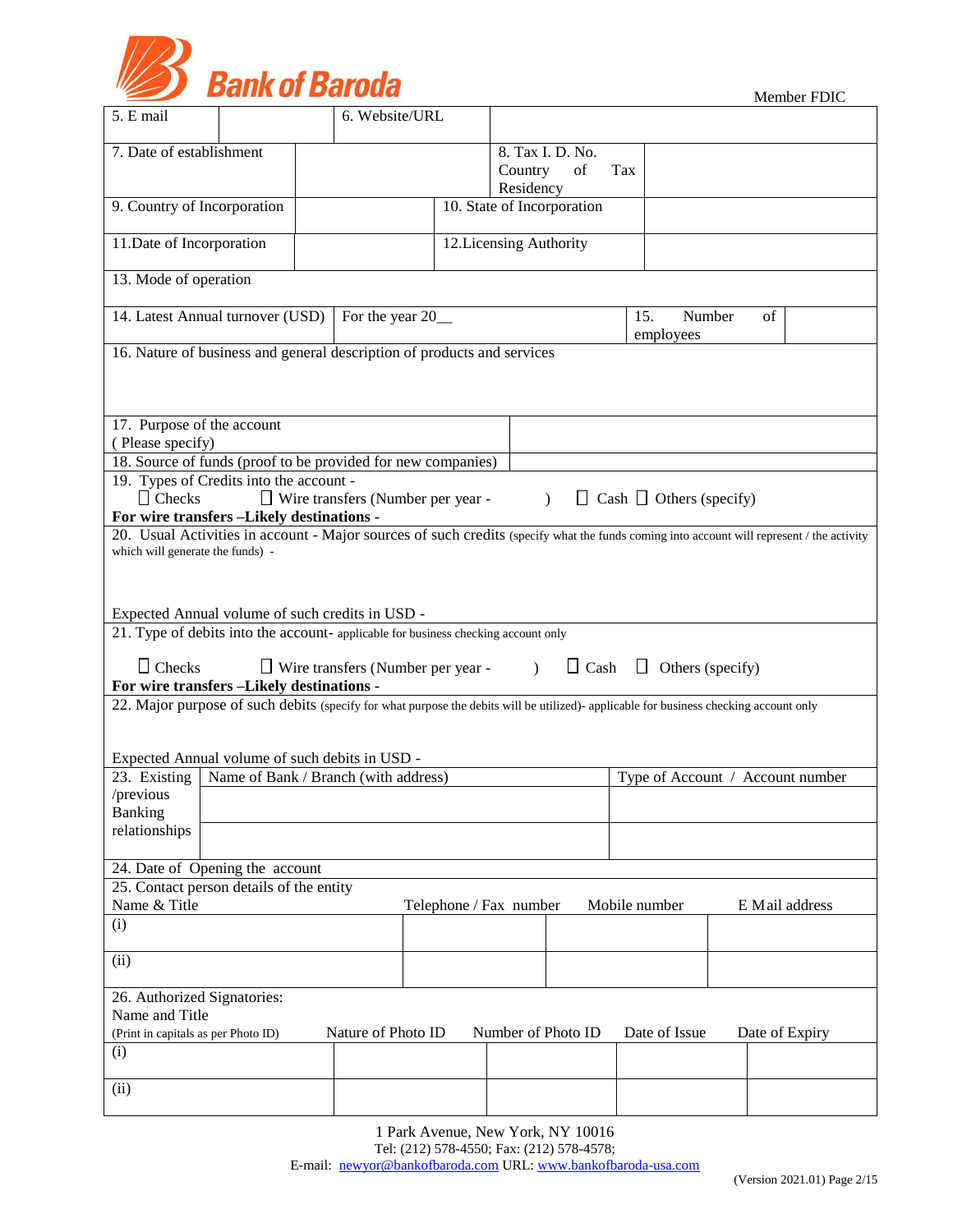**Bank of Baroda**

Member FDIC

| | | | |
|---|---|---|---|
| 5. E mail | | 6. Website/URL | |
| 7. Date of establishment | | 8. Tax I. D. No. Country of Tax Residency | |
| 9. Country of Incorporation | | 10. State of Incorporation | |
| 11.Date of Incorporation | | 12.Licensing Authority | |
| 13. Mode of operation | | | |
| 14. Latest Annual turnover (USD) | For the year 20__ | 15. Number of employees | |

16. Nature of business and general description of products and services

| | |
|---|---|
| 17. Purpose of the account ( Please specify) | |
| 18. Source of funds (proof to be provided for new companies) | |

19. Types of Credits into the account -
☐ Checks ☐ Wire transfers (Number per year - ) ☐ Cash ☐ Others (specify)
**For wire transfers –Likely destinations -**

20. Usual Activities in account - Major sources of such credits (specify what the funds coming into account will represent / the activity which will generate the funds) -

Expected Annual volume of such credits in USD -

21. Type of debits into the account- applicable for business checking account only

☐ Checks ☐ Wire transfers (Number per year - ) ☐ Cash ☐ Others (specify)
**For wire transfers –Likely destinations -**

22. Major purpose of such debits (specify for what purpose the debits will be utilized)- applicable for business checking account only

Expected Annual volume of such debits in USD -

| 23. Existing /previous Banking relationships | Name of Bank / Branch (with address) | Type of Account / Account number |
|---|---|---|
| | | |
| | | |

24. Date of Opening the account

25. Contact person details of the entity

| Name & Title | Telephone / Fax number | Mobile number | E Mail address |
|---|---|---|---|
| (i) | | | |
| (ii) | | | |

26. Authorized Signatories:

| Name and Title (Print in capitals as per Photo ID) | Nature of Photo ID | Number of Photo ID | Date of Issue | Date of Expiry |
|---|---|---|---|---|
| (i) | | | | |
| (ii) | | | | |

1 Park Avenue, New York, NY 10016
Tel: (212) 578-4550; Fax: (212) 578-4578;
E-mail: newyor@bankofbaroda.com URL: www.bankofbaroda-usa.com

(Version 2021.01)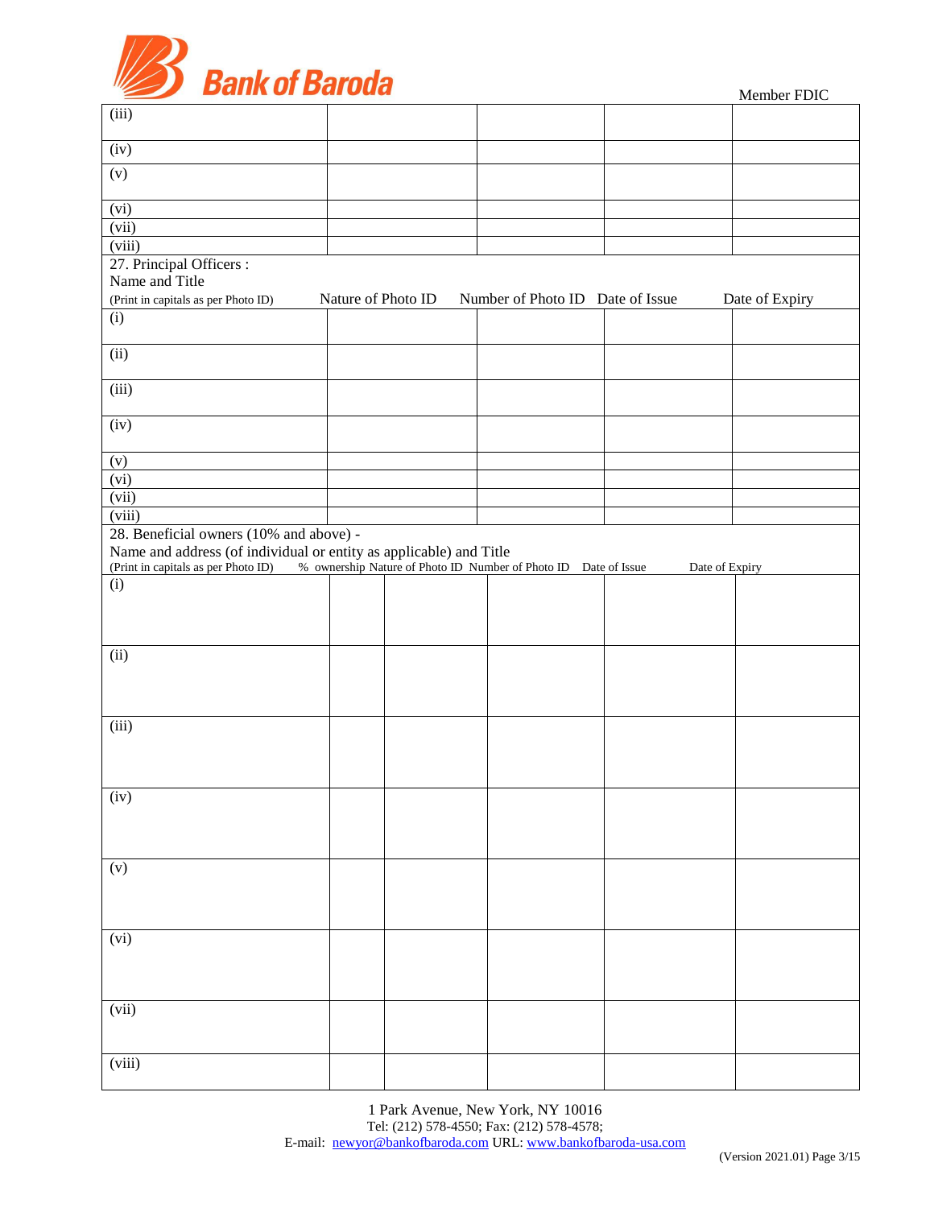| (iii) | | | | |
|---|---|---|---|---|
| (iv) | | | | |
| (v) | | | | |
| (vi) | | | | |
| (vii) | | | | |
| (viii) | | | | |

27. Principal Officers :

| Name and Title (Print in capitals as per Photo ID) | Nature of Photo ID | Number of Photo ID | Date of Issue | Date of Expiry |
|---|---|---|---|---|
| (i) | | | | |
| (ii) | | | | |
| (iii) | | | | |
| (iv) | | | | |
| (v) | | | | |
| (vi) | | | | |
| (vii) | | | | |
| (viii) | | | | |

28. Beneficial owners (10% and above) -

| Name and address (of individual or entity as applicable) and Title (Print in capitals as per Photo ID) | % ownership | Nature of Photo ID | Number of Photo ID | Date of Issue | Date of Expiry |
|---|---|---|---|---|---|
| (i) | | | | | |
| (ii) | | | | | |
| (iii) | | | | | |
| (iv) | | | | | |
| (v) | | | | | |
| (vi) | | | | | |
| (vii) | | | | | |
| (viii) | | | | | |

1 Park Avenue, New York, NY 10016
Tel: (212) 578-4550; Fax: (212) 578-4578;
E-mail: newyor@bankofbaroda.com URL: www.bankofbaroda-usa.com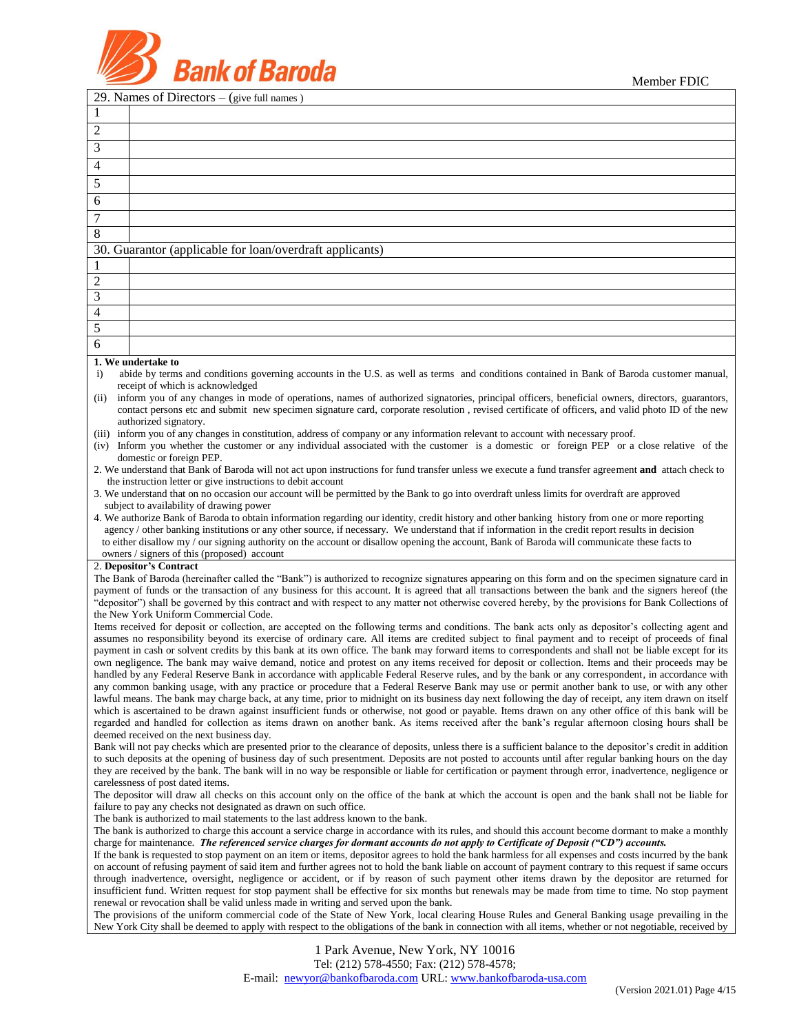| 29. Names of Directors – (give full names ) | |
|---|---|
| 1 | |
| 2 | |
| 3 | |
| 4 | |
| 5 | |
| 6 | |
| 7 | |
| 8 | |

| 30. Guarantor (applicable for loan/overdraft applicants) | |
|---|---|
| 1 | |
| 2 | |
| 3 | |
| 4 | |
| 5 | |
| 6 | |

**1. We undertake to**

i) abide by terms and conditions governing accounts in the U.S. as well as terms and conditions contained in Bank of Baroda customer manual, receipt of which is acknowledged

(ii) inform you of any changes in mode of operations, names of authorized signatories, principal officers, beneficial owners, directors, guarantors, contact persons etc and submit new specimen signature card, corporate resolution , revised certificate of officers, and valid photo ID of the new authorized signatory.

(iii) inform you of any changes in constitution, address of company or any information relevant to account with necessary proof.

(iv) Inform you whether the customer or any individual associated with the customer is a domestic or foreign PEP or a close relative of the domestic or foreign PEP.

2. We understand that Bank of Baroda will not act upon instructions for fund transfer unless we execute a fund transfer agreement **and** attach check to the instruction letter or give instructions to debit account

3. We understand that on no occasion our account will be permitted by the Bank to go into overdraft unless limits for overdraft are approved subject to availability of drawing power

4. We authorize Bank of Baroda to obtain information regarding our identity, credit history and other banking history from one or more reporting agency / other banking institutions or any other source, if necessary. We understand that if information in the credit report results in decision to either disallow my / our signing authority on the account or disallow opening the account, Bank of Baroda will communicate these facts to owners / signers of this (proposed) account

2. **Depositor's Contract**

The Bank of Baroda (hereinafter called the "Bank") is authorized to recognize signatures appearing on this form and on the specimen signature card in payment of funds or the transaction of any business for this account. It is agreed that all transactions between the bank and the signers hereof (the "depositor") shall be governed by this contract and with respect to any matter not otherwise covered hereby, by the provisions for Bank Collections of the New York Uniform Commercial Code.

Items received for deposit or collection, are accepted on the following terms and conditions. The bank acts only as depositor's collecting agent and assumes no responsibility beyond its exercise of ordinary care. All items are credited subject to final payment and to receipt of proceeds of final payment in cash or solvent credits by this bank at its own office. The bank may forward items to correspondents and shall not be liable except for its own negligence. The bank may waive demand, notice and protest on any items received for deposit or collection. Items and their proceeds may be handled by any Federal Reserve Bank in accordance with applicable Federal Reserve rules, and by the bank or any correspondent, in accordance with any common banking usage, with any practice or procedure that a Federal Reserve Bank may use or permit another bank to use, or with any other lawful means. The bank may charge back, at any time, prior to midnight on its business day next following the day of receipt, any item drawn on itself which is ascertained to be drawn against insufficient funds or otherwise, not good or payable. Items drawn on any other office of this bank will be regarded and handled for collection as items drawn on another bank. As items received after the bank's regular afternoon closing hours shall be deemed received on the next business day.

Bank will not pay checks which are presented prior to the clearance of deposits, unless there is a sufficient balance to the depositor's credit in addition to such deposits at the opening of business day of such presentment. Deposits are not posted to accounts until after regular banking hours on the day they are received by the bank. The bank will in no way be responsible or liable for certification or payment through error, inadvertence, negligence or carelessness of post dated items.

The depositor will draw all checks on this account only on the office of the bank at which the account is open and the bank shall not be liable for failure to pay any checks not designated as drawn on such office.

The bank is authorized to mail statements to the last address known to the bank.

The bank is authorized to charge this account a service charge in accordance with its rules, and should this account become dormant to make a monthly charge for maintenance. ***The referenced service charges for dormant accounts do not apply to Certificate of Deposit ("CD") accounts.***

If the bank is requested to stop payment on an item or items, depositor agrees to hold the bank harmless for all expenses and costs incurred by the bank on account of refusing payment of said item and further agrees not to hold the bank liable on account of payment contrary to this request if same occurs through inadvertence, oversight, negligence or accident, or if by reason of such payment other items drawn by the depositor are returned for insufficient fund. Written request for stop payment shall be effective for six months but renewals may be made from time to time. No stop payment renewal or revocation shall be valid unless made in writing and served upon the bank.

The provisions of the uniform commercial code of the State of New York, local clearing House Rules and General Banking usage prevailing in the New York City shall be deemed to apply with respect to the obligations of the bank in connection with all items, whether or not negotiable, received by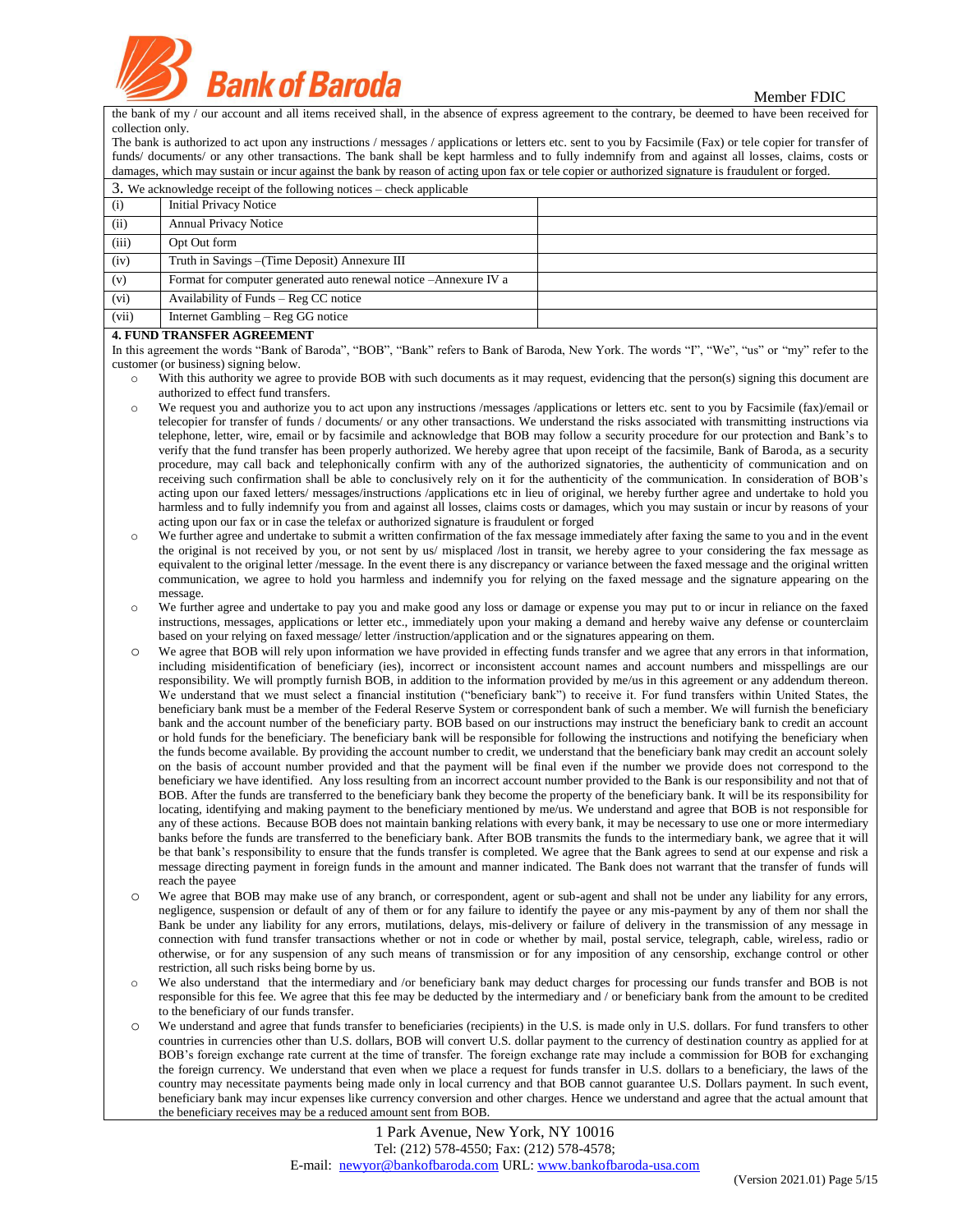the bank of my / our account and all items received shall, in the absence of express agreement to the contrary, be deemed to have been received for collection only.

The bank is authorized to act upon any instructions / messages / applications or letters etc. sent to you by Facsimile (Fax) or tele copier for transfer of funds/ documents/ or any other transactions. The bank shall be kept harmless and to fully indemnify from and against all losses, claims, costs or damages, which may sustain or incur against the bank by reason of acting upon fax or tele copier or authorized signature is fraudulent or forged.

| 3. We acknowledge receipt of the following notices – check applicable | | |
|---|---|---|
| (i) | Initial Privacy Notice | |
| (ii) | Annual Privacy Notice | |
| (iii) | Opt Out form | |
| (iv) | Truth in Savings –(Time Deposit) Annexure III | |
| (v) | Format for computer generated auto renewal notice –Annexure IV a | |
| (vi) | Availability of Funds – Reg CC notice | |
| (vii) | Internet Gambling – Reg GG notice | |

**4. FUND TRANSFER AGREEMENT**

In this agreement the words "Bank of Baroda", "BOB", "Bank" refers to Bank of Baroda, New York. The words "I", "We", "us" or "my" refer to the customer (or business) signing below.

- With this authority we agree to provide BOB with such documents as it may request, evidencing that the person(s) signing this document are authorized to effect fund transfers.
- We request you and authorize you to act upon any instructions /messages /applications or letters etc. sent to you by Facsimile (fax)/email or telecopier for transfer of funds / documents/ or any other transactions. We understand the risks associated with transmitting instructions via telephone, letter, wire, email or by facsimile and acknowledge that BOB may follow a security procedure for our protection and Bank's to verify that the fund transfer has been properly authorized. We hereby agree that upon receipt of the facsimile, Bank of Baroda, as a security procedure, may call back and telephonically confirm with any of the authorized signatories, the authenticity of communication and on receiving such confirmation shall be able to conclusively rely on it for the authenticity of the communication. In consideration of BOB's acting upon our faxed letters/ messages/instructions /applications etc in lieu of original, we hereby further agree and undertake to hold you harmless and to fully indemnify you from and against all losses, claims costs or damages, which you may sustain or incur by reasons of your acting upon our fax or in case the telefax or authorized signature is fraudulent or forged
- We further agree and undertake to submit a written confirmation of the fax message immediately after faxing the same to you and in the event the original is not received by you, or not sent by us/ misplaced /lost in transit, we hereby agree to your considering the fax message as equivalent to the original letter /message. In the event there is any discrepancy or variance between the faxed message and the original written communication, we agree to hold you harmless and indemnify you for relying on the faxed message and the signature appearing on the message.
- We further agree and undertake to pay you and make good any loss or damage or expense you may put to or incur in reliance on the faxed instructions, messages, applications or letter etc., immediately upon your making a demand and hereby waive any defense or counterclaim based on your relying on faxed message/ letter /instruction/application and or the signatures appearing on them.
- We agree that BOB will rely upon information we have provided in effecting funds transfer and we agree that any errors in that information, including misidentification of beneficiary (ies), incorrect or inconsistent account names and account numbers and misspellings are our responsibility. We will promptly furnish BOB, in addition to the information provided by me/us in this agreement or any addendum thereon. We understand that we must select a financial institution ("beneficiary bank") to receive it. For fund transfers within United States, the beneficiary bank must be a member of the Federal Reserve System or correspondent bank of such a member. We will furnish the beneficiary bank and the account number of the beneficiary party. BOB based on our instructions may instruct the beneficiary bank to credit an account or hold funds for the beneficiary. The beneficiary bank will be responsible for following the instructions and notifying the beneficiary when the funds become available. By providing the account number to credit, we understand that the beneficiary bank may credit an account solely on the basis of account number provided and that the payment will be final even if the number we provide does not correspond to the beneficiary we have identified. Any loss resulting from an incorrect account number provided to the Bank is our responsibility and not that of BOB. After the funds are transferred to the beneficiary bank they become the property of the beneficiary bank. It will be its responsibility for locating, identifying and making payment to the beneficiary mentioned by me/us. We understand and agree that BOB is not responsible for any of these actions. Because BOB does not maintain banking relations with every bank, it may be necessary to use one or more intermediary banks before the funds are transferred to the beneficiary bank. After BOB transmits the funds to the intermediary bank, we agree that it will be that bank's responsibility to ensure that the funds transfer is completed. We agree that the Bank agrees to send at our expense and risk a message directing payment in foreign funds in the amount and manner indicated. The Bank does not warrant that the transfer of funds will reach the payee
- We agree that BOB may make use of any branch, or correspondent, agent or sub-agent and shall not be under any liability for any errors, negligence, suspension or default of any of them or for any failure to identify the payee or any mis-payment by any of them nor shall the Bank be under any liability for any errors, mutilations, delays, mis-delivery or failure of delivery in the transmission of any message in connection with fund transfer transactions whether or not in code or whether by mail, postal service, telegraph, cable, wireless, radio or otherwise, or for any suspension of any such means of transmission or for any imposition of any censorship, exchange control or other restriction, all such risks being borne by us.
- We also understand that the intermediary and /or beneficiary bank may deduct charges for processing our funds transfer and BOB is not responsible for this fee. We agree that this fee may be deducted by the intermediary and / or beneficiary bank from the amount to be credited to the beneficiary of our funds transfer.
- We understand and agree that funds transfer to beneficiaries (recipients) in the U.S. is made only in U.S. dollars. For fund transfers to other countries in currencies other than U.S. dollars, BOB will convert U.S. dollar payment to the currency of destination country as applied for at BOB's foreign exchange rate current at the time of transfer. The foreign exchange rate may include a commission for BOB for exchanging the foreign currency. We understand that even when we place a request for funds transfer in U.S. dollars to a beneficiary, the laws of the country may necessitate payments being made only in local currency and that BOB cannot guarantee U.S. Dollars payment. In such event, beneficiary bank may incur expenses like currency conversion and other charges. Hence we understand and agree that the actual amount that the beneficiary receives may be a reduced amount sent from BOB.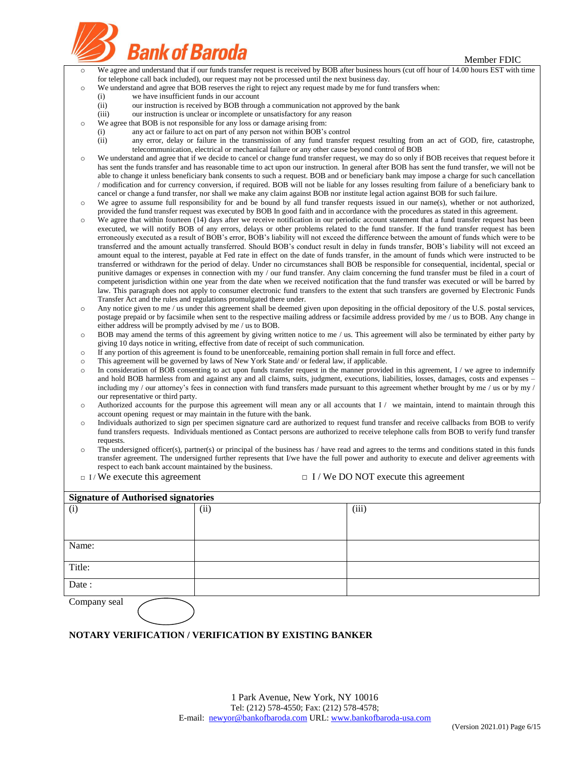- We agree and understand that if our funds transfer request is received by BOB after business hours (cut off hour of 14.00 hours EST with time for telephone call back included), our request may not be processed until the next business day.
- We understand and agree that BOB reserves the right to reject any request made by me for fund transfers when:
  - (i) we have insufficient funds in our account
  - (ii) our instruction is received by BOB through a communication not approved by the bank
  - (iii) our instruction is unclear or incomplete or unsatisfactory for any reason
- We agree that BOB is not responsible for any loss or damage arising from:
  - (i) any act or failure to act on part of any person not within BOB's control
  - (ii) any error, delay or failure in the transmission of any fund transfer request resulting from an act of GOD, fire, catastrophe, telecommunication, electrical or mechanical failure or any other cause beyond control of BOB
- We understand and agree that if we decide to cancel or change fund transfer request, we may do so only if BOB receives that request before it has sent the funds transfer and has reasonable time to act upon our instruction. In general after BOB has sent the fund transfer, we will not be able to change it unless beneficiary bank consents to such a request. BOB and or beneficiary bank may impose a charge for such cancellation / modification and for currency conversion, if required. BOB will not be liable for any losses resulting from failure of a beneficiary bank to cancel or change a fund transfer, nor shall we make any claim against BOB nor institute legal action against BOB for such failure.
- We agree to assume full responsibility for and be bound by all fund transfer requests issued in our name(s), whether or not authorized, provided the fund transfer request was executed by BOB In good faith and in accordance with the procedures as stated in this agreement.
- We agree that within fourteen (14) days after we receive notification in our periodic account statement that a fund transfer request has been executed, we will notify BOB of any errors, delays or other problems related to the fund transfer. If the fund transfer request has been erroneously executed as a result of BOB's error, BOB's liability will not exceed the difference between the amount of funds which were to be transferred and the amount actually transferred. Should BOB's conduct result in delay in funds transfer, BOB's liability will not exceed an amount equal to the interest, payable at Fed rate in effect on the date of funds transfer, in the amount of funds which were instructed to be transferred or withdrawn for the period of delay. Under no circumstances shall BOB be responsible for consequential, incidental, special or punitive damages or expenses in connection with my / our fund transfer. Any claim concerning the fund transfer must be filed in a court of competent jurisdiction within one year from the date when we received notification that the fund transfer was executed or will be barred by law. This paragraph does not apply to consumer electronic fund transfers to the extent that such transfers are governed by Electronic Funds Transfer Act and the rules and regulations promulgated there under.
- Any notice given to me / us under this agreement shall be deemed given upon depositing in the official depository of the U.S. postal services, postage prepaid or by facsimile when sent to the respective mailing address or facsimile address provided by me / us to BOB. Any change in either address will be promptly advised by me / us to BOB.
- BOB may amend the terms of this agreement by giving written notice to me / us. This agreement will also be terminated by either party by giving 10 days notice in writing, effective from date of receipt of such communication.
- If any portion of this agreement is found to be unenforceable, remaining portion shall remain in full force and effect.
- This agreement will be governed by laws of New York State and/ or federal law, if applicable.
- In consideration of BOB consenting to act upon funds transfer request in the manner provided in this agreement, I / we agree to indemnify and hold BOB harmless from and against any and all claims, suits, judgment, executions, liabilities, losses, damages, costs and expenses – including my / our attorney's fees in connection with fund transfers made pursuant to this agreement whether brought by me / us or by my / our representative or third party.
- Authorized accounts for the purpose this agreement will mean any or all accounts that I / we maintain, intend to maintain through this account opening request or may maintain in the future with the bank.
- Individuals authorized to sign per specimen signature card are authorized to request fund transfer and receive callbacks from BOB to verify fund transfers requests. Individuals mentioned as Contact persons are authorized to receive telephone calls from BOB to verify fund transfer requests.
- The undersigned officer(s), partner(s) or principal of the business has / have read and agrees to the terms and conditions stated in this funds transfer agreement. The undersigned further represents that I/we have the full power and authority to execute and deliver agreements with respect to each bank account maintained by the business.

□ I / We execute this agreement □ I / We DO NOT execute this agreement

**Signature of Authorised signatories**

| (i) | (ii) | (iii) |
|---|---|---|
| Name: | | |
| Title: | | |
| Date : | | |

Company seal

**NOTARY VERIFICATION / VERIFICATION BY EXISTING BANKER**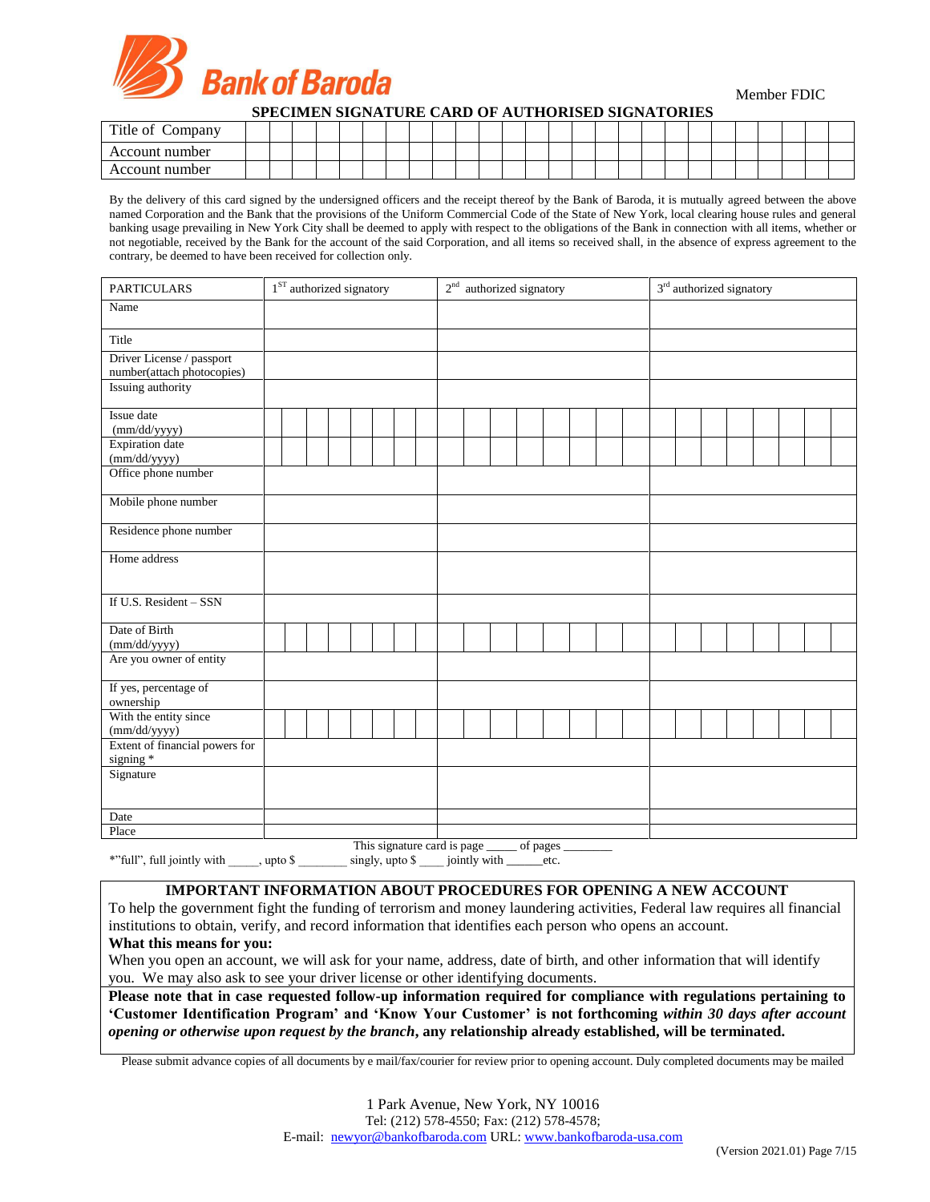Bank of Baroda

Member FDIC

## SPECIMEN SIGNATURE CARD OF AUTHORISED SIGNATORIES

| Title of Company | |
|---|---|
| Account number | |
| Account number | |

By the delivery of this card signed by the undersigned officers and the receipt thereof by the Bank of Baroda, it is mutually agreed between the above named Corporation and the Bank that the provisions of the Uniform Commercial Code of the State of New York, local clearing house rules and general banking usage prevailing in New York City shall be deemed to apply with respect to the obligations of the Bank in connection with all items, whether or not negotiable, received by the Bank for the account of the said Corporation, and all items so received shall, in the absence of express agreement to the contrary, be deemed to have been received for collection only.

| PARTICULARS | 1ST authorized signatory | 2nd authorized signatory | 3rd authorized signatory |
|---|---|---|---|
| Name | | | |
| Title | | | |
| Driver License / passport number(attach photocopies) | | | |
| Issuing authority | | | |
| Issue date (mm/dd/yyyy) | | | |
| Expiration date (mm/dd/yyyy) | | | |
| Office phone number | | | |
| Mobile phone number | | | |
| Residence phone number | | | |
| Home address | | | |
| If U.S. Resident – SSN | | | |
| Date of Birth (mm/dd/yyyy) | | | |
| Are you owner of entity | | | |
| If yes, percentage of ownership | | | |
| With the entity since (mm/dd/yyyy) | | | |
| Extent of financial powers for signing * | | | |
| Signature | | | |
| Date | | | |
| Place | | | |

This signature card is page _____ of pages ________

*"full", full jointly with _____, upto $ ________ singly, upto $ ____ jointly with ______etc.

**IMPORTANT INFORMATION ABOUT PROCEDURES FOR OPENING A NEW ACCOUNT**

To help the government fight the funding of terrorism and money laundering activities, Federal law requires all financial institutions to obtain, verify, and record information that identifies each person who opens an account.

**What this means for you:**

When you open an account, we will ask for your name, address, date of birth, and other information that will identify you. We may also ask to see your driver license or other identifying documents.

**Please note that in case requested follow-up information required for compliance with regulations pertaining to 'Customer Identification Program' and 'Know Your Customer' is not forthcoming *within 30 days after account opening or otherwise upon request by the branch*, any relationship already established, will be terminated.**

Please submit advance copies of all documents by e mail/fax/courier for review prior to opening account. Duly completed documents may be mailed

1 Park Avenue, New York, NY 10016
Tel: (212) 578-4550; Fax: (212) 578-4578;
E-mail: newyor@bankofbaroda.com URL: www.bankofbaroda-usa.com

(Version 2021.01)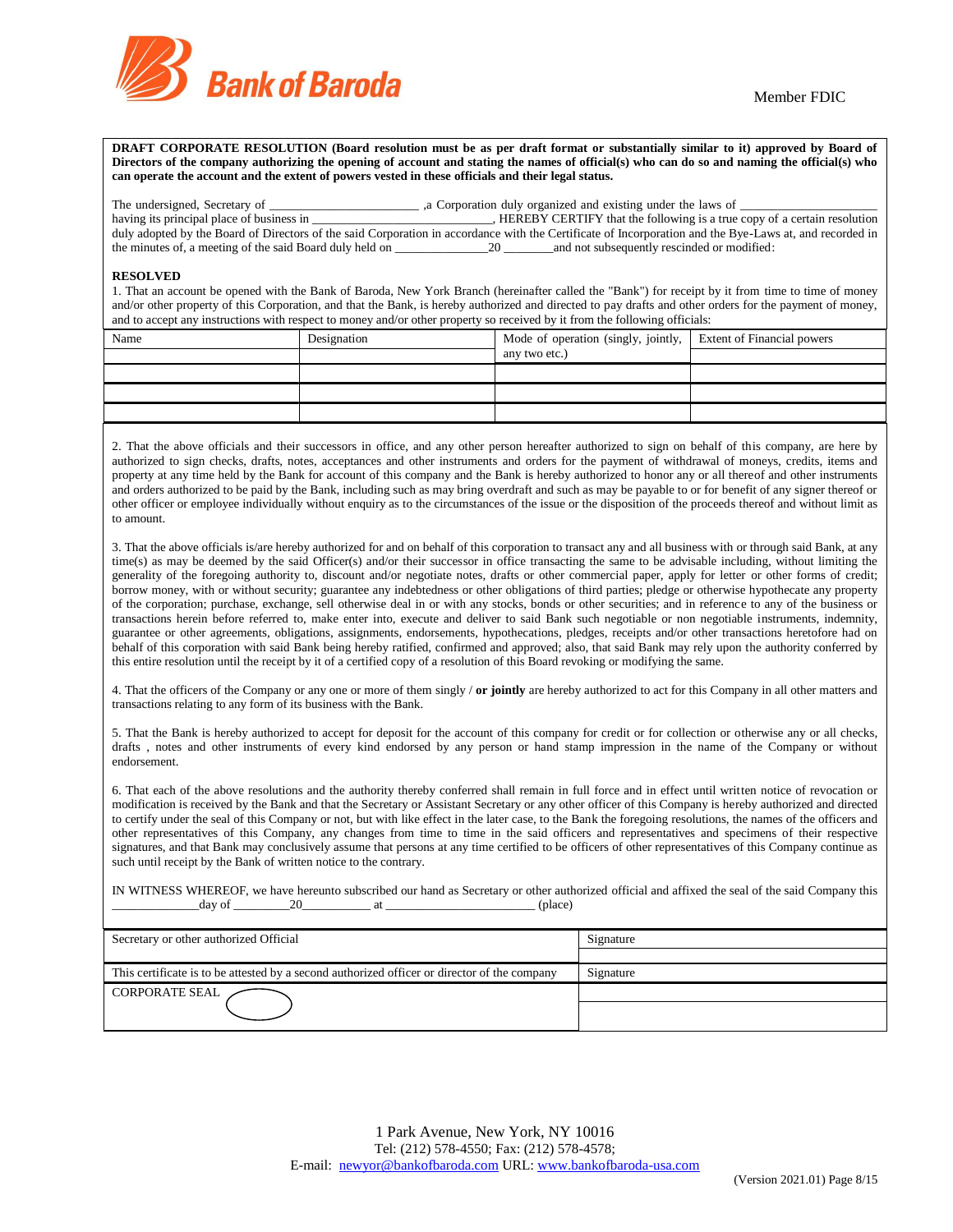Bank of Baroda

Member FDIC

**DRAFT CORPORATE RESOLUTION (Board resolution must be as per draft format or substantially similar to it) approved by Board of Directors of the company authorizing the opening of account and stating the names of official(s) who can do so and naming the official(s) who can operate the account and the extent of powers vested in these officials and their legal status.**

The undersigned, Secretary of ______________________ ,a Corporation duly organized and existing under the laws of ____________________ having its principal place of business in ___________________________, HEREBY CERTIFY that the following is a true copy of a certain resolution duly adopted by the Board of Directors of the said Corporation in accordance with the Certificate of Incorporation and the Bye-Laws at, and recorded in the minutes of, a meeting of the said Board duly held on ______________20 _______and not subsequently rescinded or modified:

**RESOLVED**

1. That an account be opened with the Bank of Baroda, New York Branch (hereinafter called the "Bank") for receipt by it from time to time of money and/or other property of this Corporation, and that the Bank, is hereby authorized and directed to pay drafts and other orders for the payment of money, and to accept any instructions with respect to money and/or other property so received by it from the following officials:

| Name | Designation | Mode of operation (singly, jointly, any two etc.) | Extent of Financial powers |
|---|---|---|---|
| | | | |
| | | | |
| | | | |
| | | | |

2. That the above officials and their successors in office, and any other person hereafter authorized to sign on behalf of this company, are here by authorized to sign checks, drafts, notes, acceptances and other instruments and orders for the payment of withdrawal of moneys, credits, items and property at any time held by the Bank for account of this company and the Bank is hereby authorized to honor any or all thereof and other instruments and orders authorized to be paid by the Bank, including such as may bring overdraft and such as may be payable to or for benefit of any signer thereof or other officer or employee individually without enquiry as to the circumstances of the issue or the disposition of the proceeds thereof and without limit as to amount.

3. That the above officials is/are hereby authorized for and on behalf of this corporation to transact any and all business with or through said Bank, at any time(s) as may be deemed by the said Officer(s) and/or their successor in office transacting the same to be advisable including, without limiting the generality of the foregoing authority to, discount and/or negotiate notes, drafts or other commercial paper, apply for letter or other forms of credit; borrow money, with or without security; guarantee any indebtedness or other obligations of third parties; pledge or otherwise hypothecate any property of the corporation; purchase, exchange, sell otherwise deal in or with any stocks, bonds or other securities; and in reference to any of the business or transactions herein before referred to, make enter into, execute and deliver to said Bank such negotiable or non negotiable instruments, indemnity, guarantee or other agreements, obligations, assignments, endorsements, hypothecations, pledges, receipts and/or other transactions heretofore had on behalf of this corporation with said Bank being hereby ratified, confirmed and approved; also, that said Bank may rely upon the authority conferred by this entire resolution until the receipt by it of a certified copy of a resolution of this Board revoking or modifying the same.

4. That the officers of the Company or any one or more of them singly / **or jointly** are hereby authorized to act for this Company in all other matters and transactions relating to any form of its business with the Bank.

5. That the Bank is hereby authorized to accept for deposit for the account of this company for credit or for collection or otherwise any or all checks, drafts , notes and other instruments of every kind endorsed by any person or hand stamp impression in the name of the Company or without endorsement.

6. That each of the above resolutions and the authority thereby conferred shall remain in full force and in effect until written notice of revocation or modification is received by the Bank and that the Secretary or Assistant Secretary or any other officer of this Company is hereby authorized and directed to certify under the seal of this Company or not, but with like effect in the later case, to the Bank the foregoing resolutions, the names of the officers and other representatives of this Company, any changes from time to time in the said officers and representatives and specimens of their respective signatures, and that Bank may conclusively assume that persons at any time certified to be officers of other representatives of this Company continue as such until receipt by the Bank of written notice to the contrary.

IN WITNESS WHEREOF, we have hereunto subscribed our hand as Secretary or other authorized official and affixed the seal of the said Company this _____________day of _________20__________ at ______________________ (place)

| Secretary or other authorized Official | Signature |
|---|---|
| This certificate is to be attested by a second authorized officer or director of the company | Signature |
| CORPORATE SEAL | |

1 Park Avenue, New York, NY 10016
Tel: (212) 578-4550; Fax: (212) 578-4578;
E-mail: newyor@bankofbaroda.com URL: www.bankofbaroda-usa.com

(Version 2021.01)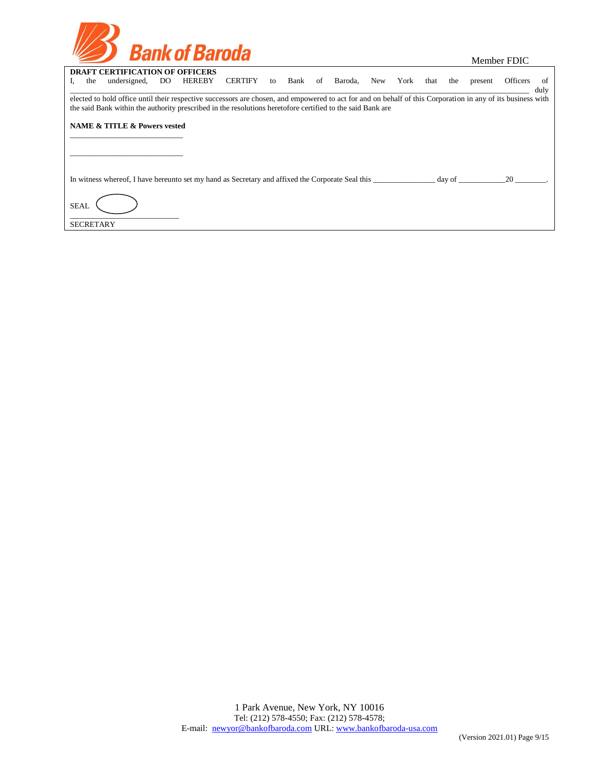Bank of Baroda

Member FDIC

**DRAFT CERTIFICATION OF OFFICERS**

I, the undersigned, DO HEREBY CERTIFY to Bank of Baroda, New York that the present Officers of \_\_\_\_\_\_\_\_\_\_\_\_\_\_\_\_\_\_\_\_\_\_\_\_\_\_\_\_\_\_\_\_\_\_\_\_\_\_\_\_\_\_\_\_\_\_\_\_\_\_\_\_\_\_\_\_\_\_\_\_\_\_\_\_\_\_\_\_\_\_\_\_\_\_\_\_\_\_\_\_\_\_\_\_\_\_\_\_\_\_\_\_\_\_\_\_\_\_\_\_\_\_\_\_ duly elected to hold office until their respective successors are chosen, and empowered to act for and on behalf of this Corporation in any of its business with the said Bank within the authority prescribed in the resolutions heretofore certified to the said Bank are

**NAME & TITLE & Powers vested**

\_\_\_\_\_\_\_\_\_\_\_\_\_\_\_\_\_\_\_\_\_\_\_\_\_\_\_\_\_\_

\_\_\_\_\_\_\_\_\_\_\_\_\_\_\_\_\_\_\_\_\_\_\_\_\_\_\_\_\_\_

In witness whereof, I have hereunto set my hand as Secretary and affixed the Corporate Seal this \_\_\_\_\_\_\_\_\_\_\_\_\_\_\_ day of \_\_\_\_\_\_\_\_\_\_\_\_20 \_\_\_\_\_\_\_\_.

SEAL

\_\_\_\_\_\_\_\_\_\_\_\_\_\_\_\_\_\_\_\_\_\_\_\_\_\_\_\_\_\_

SECRETARY

1 Park Avenue, New York, NY 10016
Tel: (212) 578-4550; Fax: (212) 578-4578;
E-mail: newyor@bankofbaroda.com URL: www.bankofbaroda-usa.com

(Version 2021.01)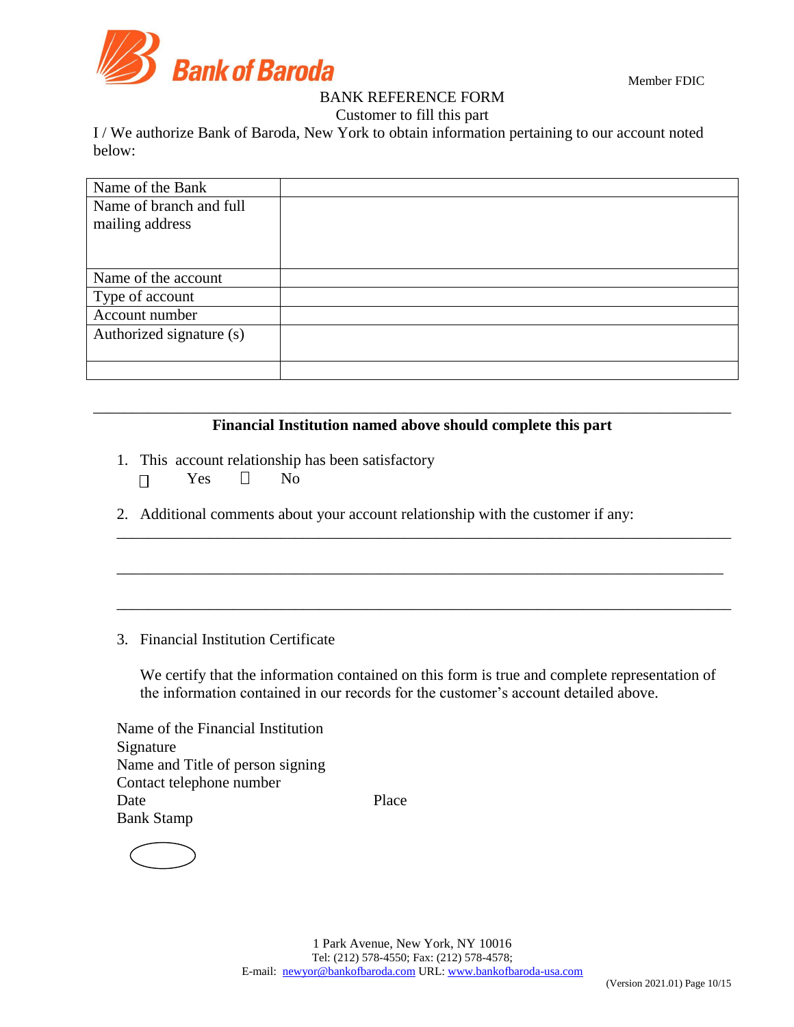Bank of Baroda

Member FDIC

# BANK REFERENCE FORM

Customer to fill this part

I / We authorize Bank of Baroda, New York to obtain information pertaining to our account noted below:

| Name of the Bank | |
|---|---|
| Name of branch and full mailing address | |
| Name of the account | |
| Type of account | |
| Account number | |
| Authorized signature (s) | |
| | |

---

**Financial Institution named above should complete this part**

1. This account relationship has been satisfactory

   ☐ Yes ☐ No

2. Additional comments about your account relationship with the customer if any:

   ______________________________________________________________________________

   ______________________________________________________________________________

   ______________________________________________________________________________

3. Financial Institution Certificate

   We certify that the information contained on this form is true and complete representation of the information contained in our records for the customer's account detailed above.

Name of the Financial Institution
Signature
Name and Title of person signing
Contact telephone number
Date Place
Bank Stamp

1 Park Avenue, New York, NY 10016
Tel: (212) 578-4550; Fax: (212) 578-4578;
E-mail: newyor@bankofbaroda.com URL: www.bankofbaroda-usa.com

(Version 2021.01)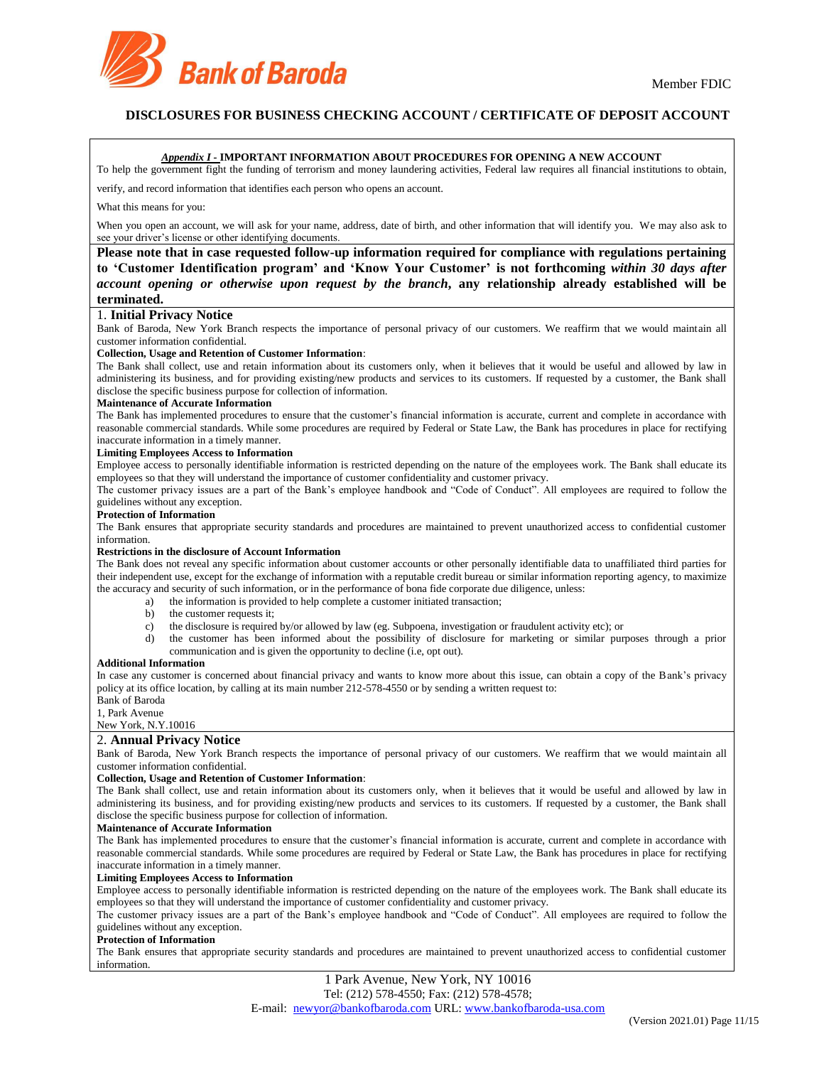Member FDIC

# DISCLOSURES FOR BUSINESS CHECKING ACCOUNT / CERTIFICATE OF DEPOSIT ACCOUNT

***Appendix I* - IMPORTANT INFORMATION ABOUT PROCEDURES FOR OPENING A NEW ACCOUNT**

To help the government fight the funding of terrorism and money laundering activities, Federal law requires all financial institutions to obtain, verify, and record information that identifies each person who opens an account.

What this means for you:

When you open an account, we will ask for your name, address, date of birth, and other information that will identify you. We may also ask to see your driver's license or other identifying documents.

**Please note that in case requested follow-up information required for compliance with regulations pertaining to 'Customer Identification program' and 'Know Your Customer' is not forthcoming *within 30 days after account opening or otherwise upon request by the branch*, any relationship already established will be terminated.**

## 1. Initial Privacy Notice

Bank of Baroda, New York Branch respects the importance of personal privacy of our customers. We reaffirm that we would maintain all customer information confidential.

**Collection, Usage and Retention of Customer Information**:

The Bank shall collect, use and retain information about its customers only, when it believes that it would be useful and allowed by law in administering its business, and for providing existing/new products and services to its customers. If requested by a customer, the Bank shall disclose the specific business purpose for collection of information.

**Maintenance of Accurate Information**

The Bank has implemented procedures to ensure that the customer's financial information is accurate, current and complete in accordance with reasonable commercial standards. While some procedures are required by Federal or State Law, the Bank has procedures in place for rectifying inaccurate information in a timely manner.

**Limiting Employees Access to Information**

Employee access to personally identifiable information is restricted depending on the nature of the employees work. The Bank shall educate its employees so that they will understand the importance of customer confidentiality and customer privacy.

The customer privacy issues are a part of the Bank's employee handbook and "Code of Conduct". All employees are required to follow the guidelines without any exception.

**Protection of Information**

The Bank ensures that appropriate security standards and procedures are maintained to prevent unauthorized access to confidential customer information.

**Restrictions in the disclosure of Account Information**

The Bank does not reveal any specific information about customer accounts or other personally identifiable data to unaffiliated third parties for their independent use, except for the exchange of information with a reputable credit bureau or similar information reporting agency, to maximize the accuracy and security of such information, or in the performance of bona fide corporate due diligence, unless:

a) the information is provided to help complete a customer initiated transaction;
b) the customer requests it;
c) the disclosure is required by/or allowed by law (eg. Subpoena, investigation or fraudulent activity etc); or
d) the customer has been informed about the possibility of disclosure for marketing or similar purposes through a prior communication and is given the opportunity to decline (i.e, opt out).

**Additional Information**

In case any customer is concerned about financial privacy and wants to know more about this issue, can obtain a copy of the Bank's privacy policy at its office location, by calling at its main number 212-578-4550 or by sending a written request to:

Bank of Baroda
1, Park Avenue
New York, N.Y.10016

## 2. Annual Privacy Notice

Bank of Baroda, New York Branch respects the importance of personal privacy of our customers. We reaffirm that we would maintain all customer information confidential.

**Collection, Usage and Retention of Customer Information**:

The Bank shall collect, use and retain information about its customers only, when it believes that it would be useful and allowed by law in administering its business, and for providing existing/new products and services to its customers. If requested by a customer, the Bank shall disclose the specific business purpose for collection of information.

**Maintenance of Accurate Information**

The Bank has implemented procedures to ensure that the customer's financial information is accurate, current and complete in accordance with reasonable commercial standards. While some procedures are required by Federal or State Law, the Bank has procedures in place for rectifying inaccurate information in a timely manner.

**Limiting Employees Access to Information**

Employee access to personally identifiable information is restricted depending on the nature of the employees work. The Bank shall educate its employees so that they will understand the importance of customer confidentiality and customer privacy.

The customer privacy issues are a part of the Bank's employee handbook and "Code of Conduct". All employees are required to follow the guidelines without any exception.

**Protection of Information**

The Bank ensures that appropriate security standards and procedures are maintained to prevent unauthorized access to confidential customer information.

1 Park Avenue, New York, NY 10016
Tel: (212) 578-4550; Fax: (212) 578-4578;
E-mail: newyor@bankofbaroda.com URL: www.bankofbaroda-usa.com

(Version 2021.01)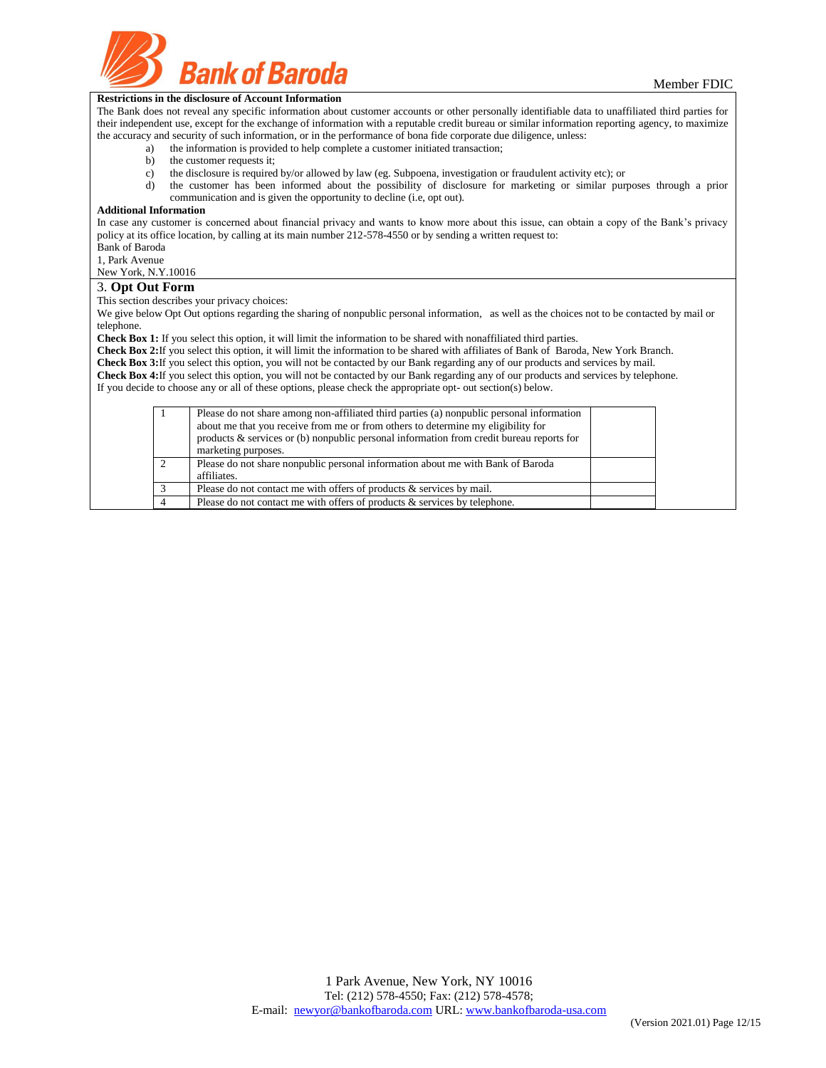**Restrictions in the disclosure of Account Information**

The Bank does not reveal any specific information about customer accounts or other personally identifiable data to unaffiliated third parties for their independent use, except for the exchange of information with a reputable credit bureau or similar information reporting agency, to maximize the accuracy and security of such information, or in the performance of bona fide corporate due diligence, unless:

a) the information is provided to help complete a customer initiated transaction;
b) the customer requests it;
c) the disclosure is required by/or allowed by law (eg. Subpoena, investigation or fraudulent activity etc); or
d) the customer has been informed about the possibility of disclosure for marketing or similar purposes through a prior communication and is given the opportunity to decline (i.e, opt out).

**Additional Information**

In case any customer is concerned about financial privacy and wants to know more about this issue, can obtain a copy of the Bank's privacy policy at its office location, by calling at its main number 212-578-4550 or by sending a written request to:

Bank of Baroda
1, Park Avenue
New York, N.Y.10016

## 3. **Opt Out Form**

This section describes your privacy choices:

We give below Opt Out options regarding the sharing of nonpublic personal information, as well as the choices not to be contacted by mail or telephone.

**Check Box 1:** If you select this option, it will limit the information to be shared with nonaffiliated third parties.
**Check Box 2:** If you select this option, it will limit the information to be shared with affiliates of Bank of Baroda, New York Branch.
**Check Box 3:** If you select this option, you will not be contacted by our Bank regarding any of our products and services by mail.
**Check Box 4:** If you select this option, you will not be contacted by our Bank regarding any of our products and services by telephone.
If you decide to choose any or all of these options, please check the appropriate opt- out section(s) below.

| | | |
|---|---|---|
| 1 | Please do not share among non-affiliated third parties (a) nonpublic personal information about me that you receive from me or from others to determine my eligibility for products & services or (b) nonpublic personal information from credit bureau reports for marketing purposes. | |
| 2 | Please do not share nonpublic personal information about me with Bank of Baroda affiliates. | |
| 3 | Please do not contact me with offers of products & services by mail. | |
| 4 | Please do not contact me with offers of products & services by telephone. | |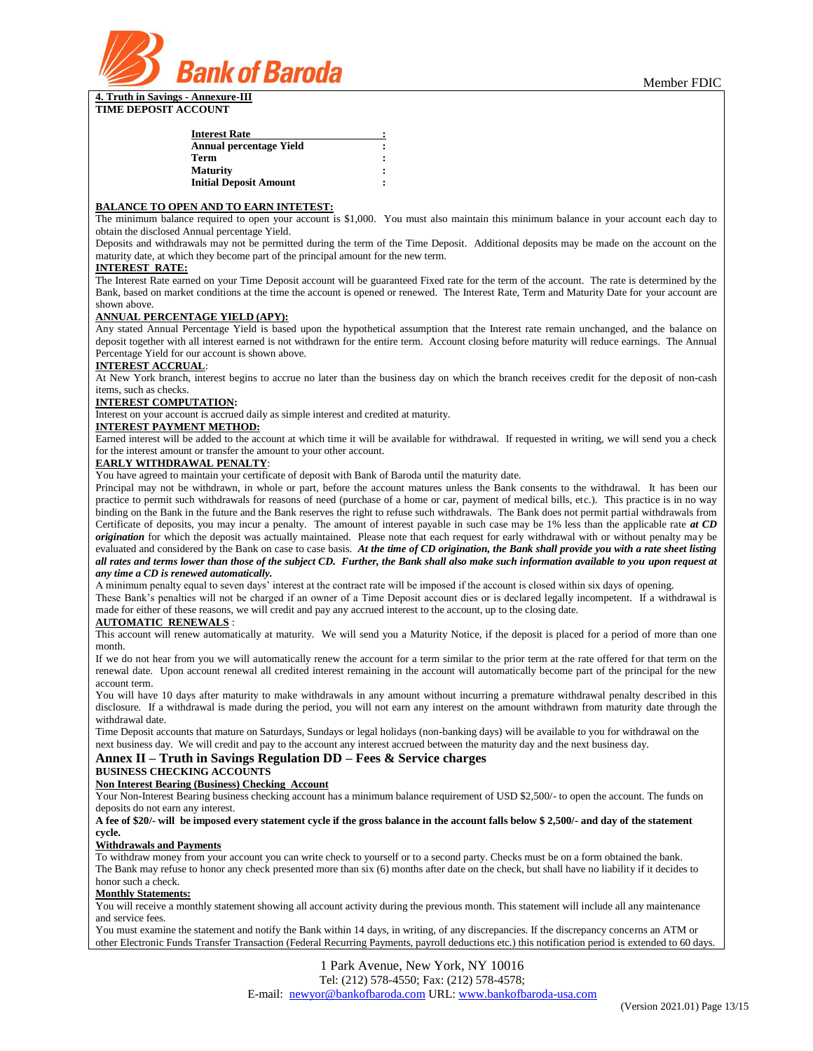**4. Truth in Savings - Annexure-III**

**TIME DEPOSIT ACCOUNT**

| | |
|---|---|
| **Interest Rate** | **:** |
| **Annual percentage Yield** | **:** |
| **Term** | **:** |
| **Maturity** | **:** |
| **Initial Deposit Amount** | **:** |

**BALANCE TO OPEN AND TO EARN INTETEST:**

The minimum balance required to open your account is $1,000. You must also maintain this minimum balance in your account each day to obtain the disclosed Annual percentage Yield.

Deposits and withdrawals may not be permitted during the term of the Time Deposit. Additional deposits may be made on the account on the maturity date, at which they become part of the principal amount for the new term.

**INTEREST RATE:**

The Interest Rate earned on your Time Deposit account will be guaranteed Fixed rate for the term of the account. The rate is determined by the Bank, based on market conditions at the time the account is opened or renewed. The Interest Rate, Term and Maturity Date for your account are shown above.

**ANNUAL PERCENTAGE YIELD (APY):**

Any stated Annual Percentage Yield is based upon the hypothetical assumption that the Interest rate remain unchanged, and the balance on deposit together with all interest earned is not withdrawn for the entire term. Account closing before maturity will reduce earnings. The Annual Percentage Yield for our account is shown above.

**INTEREST ACCRUAL**:

At New York branch, interest begins to accrue no later than the business day on which the branch receives credit for the deposit of non-cash items, such as checks.

**INTEREST COMPUTATION:**

Interest on your account is accrued daily as simple interest and credited at maturity.

**INTEREST PAYMENT METHOD:**

Earned interest will be added to the account at which time it will be available for withdrawal. If requested in writing, we will send you a check for the interest amount or transfer the amount to your other account.

**EARLY WITHDRAWAL PENALTY**:

You have agreed to maintain your certificate of deposit with Bank of Baroda until the maturity date.

Principal may not be withdrawn, in whole or part, before the account matures unless the Bank consents to the withdrawal. It has been our practice to permit such withdrawals for reasons of need (purchase of a home or car, payment of medical bills, etc.). This practice is in no way binding on the Bank in the future and the Bank reserves the right to refuse such withdrawals. The Bank does not permit partial withdrawals from Certificate of deposits, you may incur a penalty. The amount of interest payable in such case may be 1% less than the applicable rate ***at CD origination*** for which the deposit was actually maintained. Please note that each request for early withdrawal with or without penalty may be evaluated and considered by the Bank on case to case basis. ***At the time of CD origination, the Bank shall provide you with a rate sheet listing all rates and terms lower than those of the subject CD. Further, the Bank shall also make such information available to you upon request at any time a CD is renewed automatically.***

A minimum penalty equal to seven days' interest at the contract rate will be imposed if the account is closed within six days of opening.

These Bank's penalties will not be charged if an owner of a Time Deposit account dies or is declared legally incompetent. If a withdrawal is made for either of these reasons, we will credit and pay any accrued interest to the account, up to the closing date.

**AUTOMATIC RENEWALS** :

This account will renew automatically at maturity. We will send you a Maturity Notice, if the deposit is placed for a period of more than one month.

If we do not hear from you we will automatically renew the account for a term similar to the prior term at the rate offered for that term on the renewal date. Upon account renewal all credited interest remaining in the account will automatically become part of the principal for the new account term.

You will have 10 days after maturity to make withdrawals in any amount without incurring a premature withdrawal penalty described in this disclosure. If a withdrawal is made during the period, you will not earn any interest on the amount withdrawn from maturity date through the withdrawal date.

Time Deposit accounts that mature on Saturdays, Sundays or legal holidays (non-banking days) will be available to you for withdrawal on the next business day. We will credit and pay to the account any interest accrued between the maturity day and the next business day.

## Annex II – Truth in Savings Regulation DD – Fees & Service charges

**BUSINESS CHECKING ACCOUNTS**

**Non Interest Bearing (Business) Checking Account**

Your Non-Interest Bearing business checking account has a minimum balance requirement of USD $2,500/- to open the account. The funds on deposits do not earn any interest.

**A fee of $20/- will be imposed every statement cycle if the gross balance in the account falls below $ 2,500/- and day of the statement cycle.**

**Withdrawals and Payments**

To withdraw money from your account you can write check to yourself or to a second party. Checks must be on a form obtained the bank.

The Bank may refuse to honor any check presented more than six (6) months after date on the check, but shall have no liability if it decides to honor such a check.

**Monthly Statements:**

You will receive a monthly statement showing all account activity during the previous month. This statement will include all any maintenance and service fees.

You must examine the statement and notify the Bank within 14 days, in writing, of any discrepancies. If the discrepancy concerns an ATM or other Electronic Funds Transfer Transaction (Federal Recurring Payments, payroll deductions etc.) this notification period is extended to 60 days.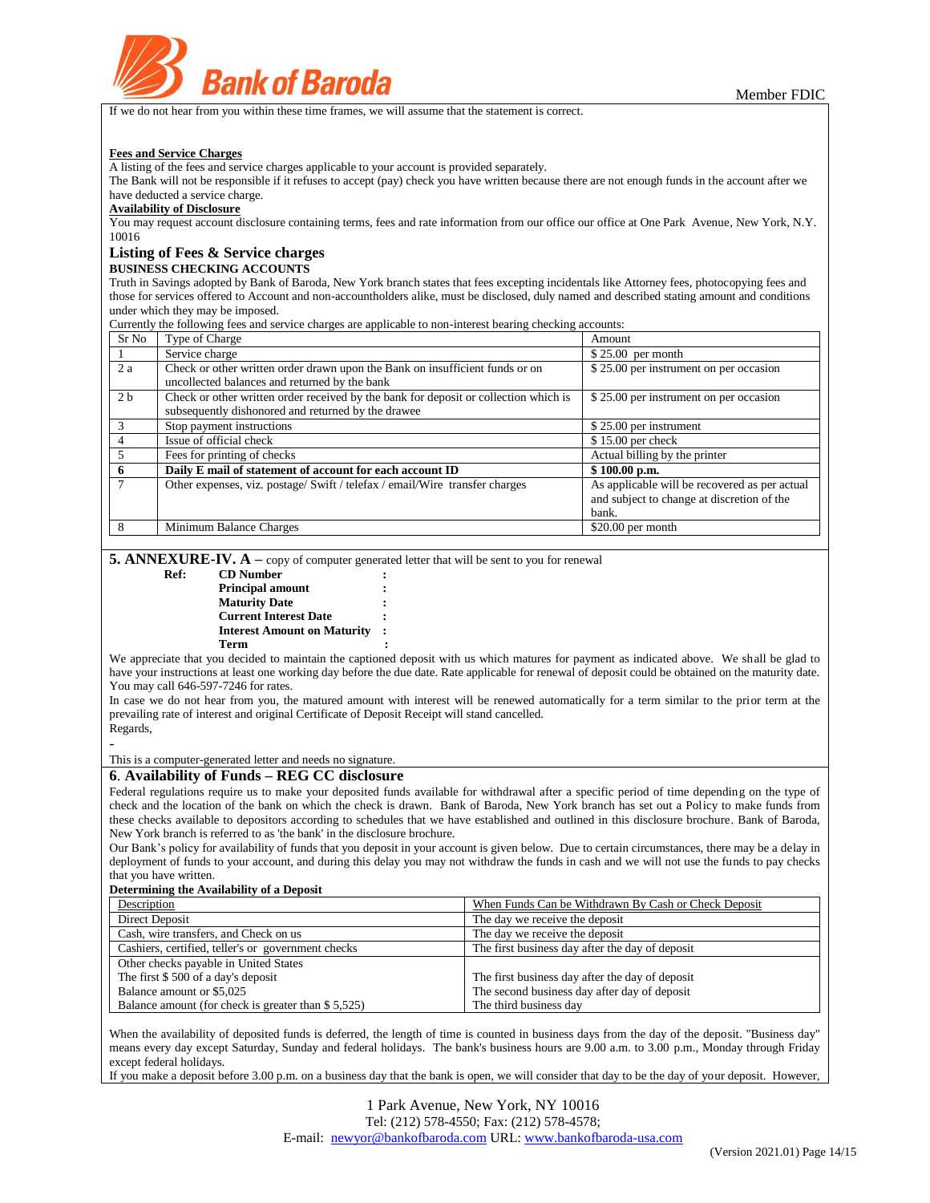If we do not hear from you within these time frames, we will assume that the statement is correct.

**Fees and Service Charges**

A listing of the fees and service charges applicable to your account is provided separately.

The Bank will not be responsible if it refuses to accept (pay) check you have written because there are not enough funds in the account after we have deducted a service charge.

**Availability of Disclosure**

You may request account disclosure containing terms, fees and rate information from our office our office at One Park Avenue, New York, N.Y. 10016

## Listing of Fees & Service charges

**BUSINESS CHECKING ACCOUNTS**

Truth in Savings adopted by Bank of Baroda, New York branch states that fees excepting incidentals like Attorney fees, photocopying fees and those for services offered to Account and non-accountholders alike, must be disclosed, duly named and described stating amount and conditions under which they may be imposed.

Currently the following fees and service charges are applicable to non-interest bearing checking accounts:

| Sr No | Type of Charge | Amount |
|---|---|---|
| 1 | Service charge | $ 25.00 per month |
| 2 a | Check or other written order drawn upon the Bank on insufficient funds or on uncollected balances and returned by the bank | $ 25.00 per instrument on per occasion |
| 2 b | Check or other written order received by the bank for deposit or collection which is subsequently dishonored and returned by the drawee | $ 25.00 per instrument on per occasion |
| 3 | Stop payment instructions | $ 25.00 per instrument |
| 4 | Issue of official check | $ 15.00 per check |
| 5 | Fees for printing of checks | Actual billing by the printer |
| **6** | **Daily E mail of statement of account for each account ID** | **$ 100.00 p.m.** |
| 7 | Other expenses, viz. postage/ Swift / telefax / email/Wire transfer charges | As applicable will be recovered as per actual and subject to change at discretion of the bank. |
| 8 | Minimum Balance Charges | $20.00 per month |

**5. ANNEXURE-IV. A –** copy of computer generated letter that will be sent to you for renewal

**Ref:** **CD Number** :
**Principal amount** :
**Maturity Date** :
**Current Interest Date** :
**Interest Amount on Maturity** :
**Term** :

We appreciate that you decided to maintain the captioned deposit with us which matures for payment as indicated above. We shall be glad to have your instructions at least one working day before the due date. Rate applicable for renewal of deposit could be obtained on the maturity date. You may call 646-597-7246 for rates.

In case we do not hear from you, the matured amount with interest will be renewed automatically for a term similar to the prior term at the prevailing rate of interest and original Certificate of Deposit Receipt will stand cancelled.

Regards,

-

This is a computer-generated letter and needs no signature.

## 6. Availability of Funds – REG CC disclosure

Federal regulations require us to make your deposited funds available for withdrawal after a specific period of time depending on the type of check and the location of the bank on which the check is drawn. Bank of Baroda, New York branch has set out a Policy to make funds from these checks available to depositors according to schedules that we have established and outlined in this disclosure brochure. Bank of Baroda, New York branch is referred to as 'the bank' in the disclosure brochure.

Our Bank's policy for availability of funds that you deposit in your account is given below. Due to certain circumstances, there may be a delay in deployment of funds to your account, and during this delay you may not withdraw the funds in cash and we will not use the funds to pay checks that you have written.

**Determining the Availability of a Deposit**

| Description | When Funds Can be Withdrawn By Cash or Check Deposit |
|---|---|
| Direct Deposit | The day we receive the deposit |
| Cash, wire transfers, and Check on us | The day we receive the deposit |
| Cashiers, certified, teller's or government checks | The first business day after the day of deposit |
| Other checks payable in United States<br>The first $ 500 of a day's deposit<br>Balance amount or $5,025<br>Balance amount (for check is greater than $ 5,525) | <br>The first business day after the day of deposit<br>The second business day after day of deposit<br>The third business day |

When the availability of deposited funds is deferred, the length of time is counted in business days from the day of the deposit. "Business day" means every day except Saturday, Sunday and federal holidays. The bank's business hours are 9.00 a.m. to 3.00 p.m., Monday through Friday except federal holidays.

If you make a deposit before 3.00 p.m. on a business day that the bank is open, we will consider that day to be the day of your deposit. However,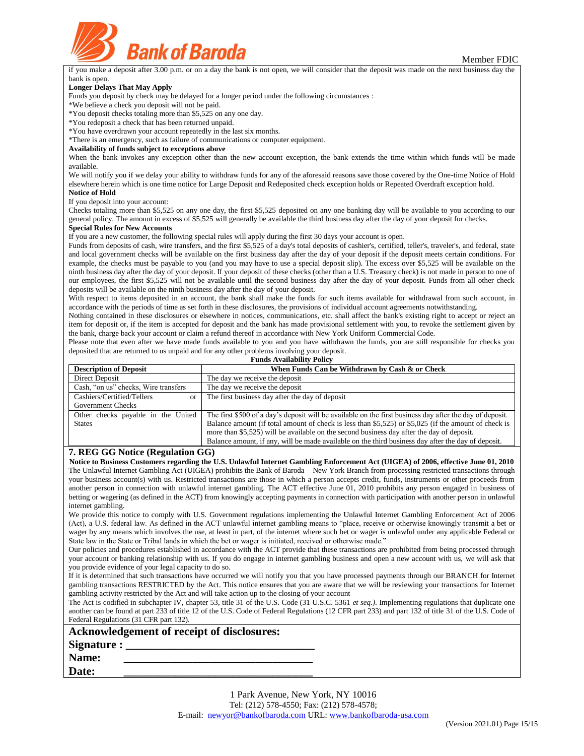if you make a deposit after 3.00 p.m. or on a day the bank is not open, we will consider that the deposit was made on the next business day the bank is open.

**Longer Delays That May Apply**

Funds you deposit by check may be delayed for a longer period under the following circumstances :

*We believe a check you deposit will not be paid.

*You deposit checks totaling more than $5,525 on any one day.

*You redeposit a check that has been returned unpaid.

*You have overdrawn your account repeatedly in the last six months.

*There is an emergency, such as failure of communications or computer equipment.

**Availability of funds subject to exceptions above**

When the bank invokes any exception other than the new account exception, the bank extends the time within which funds will be made available.

We will notify you if we delay your ability to withdraw funds for any of the aforesaid reasons save those covered by the One-time Notice of Hold elsewhere herein which is one time notice for Large Deposit and Redeposited check exception holds or Repeated Overdraft exception hold.

**Notice of Hold**

If you deposit into your account:

Checks totaling more than $5,525 on any one day, the first $5,525 deposited on any one banking day will be available to you according to our general policy. The amount in excess of $5,525 will generally be available the third business day after the day of your deposit for checks.

**Special Rules for New Accounts**

If you are a new customer, the following special rules will apply during the first 30 days your account is open.

Funds from deposits of cash, wire transfers, and the first $5,525 of a day's total deposits of cashier's, certified, teller's, traveler's, and federal, state and local government checks will be available on the first business day after the day of your deposit if the deposit meets certain conditions. For example, the checks must be payable to you (and you may have to use a special deposit slip). The excess over $5,525 will be available on the ninth business day after the day of your deposit. If your deposit of these checks (other than a U.S. Treasury check) is not made in person to one of our employees, the first $5,525 will not be available until the second business day after the day of your deposit. Funds from all other check deposits will be available on the ninth business day after the day of your deposit.

With respect to items deposited in an account, the bank shall make the funds for such items available for withdrawal from such account, in accordance with the periods of time as set forth in these disclosures, the provisions of individual account agreements notwithstanding.

Nothing contained in these disclosures or elsewhere in notices, communications, etc. shall affect the bank's existing right to accept or reject an item for deposit or, if the item is accepted for deposit and the bank has made provisional settlement with you, to revoke the settlement given by the bank, charge back your account or claim a refund thereof in accordance with New York Uniform Commercial Code.

Please note that even after we have made funds available to you and you have withdrawn the funds, you are still responsible for checks you deposited that are returned to us unpaid and for any other problems involving your deposit.

**Funds Availability Policy**

| Description of Deposit | When Funds Can be Withdrawn by Cash & or Check |
|---|---|
| Direct Deposit | The day we receive the deposit |
| Cash, "on us" checks, Wire transfers | The day we receive the deposit |
| Cashiers/Certified/Tellers or Government Checks | The first business day after the day of deposit |
| Other checks payable in the United States | The first $500 of a day's deposit will be available on the first business day after the day of deposit. Balance amount (if total amount of check is less than $5,525) or $5,025 (if the amount of check is more than $5,525) will be available on the second business day after the day of deposit. Balance amount, if any, will be made available on the third business day after the day of deposit. |

## 7. REG GG Notice (Regulation GG)

**Notice to Business Customers regarding the U.S. Unlawful Internet Gambling Enforcement Act (UIGEA) of 2006, effective June 01, 2010**

The Unlawful Internet Gambling Act (UIGEA) prohibits the Bank of Baroda – New York Branch from processing restricted transactions through your business account(s) with us. Restricted transactions are those in which a person accepts credit, funds, instruments or other proceeds from another person in connection with unlawful internet gambling. The ACT effective June 01, 2010 prohibits any person engaged in business of betting or wagering (as defined in the ACT) from knowingly accepting payments in connection with participation with another person in unlawful internet gambling.

We provide this notice to comply with U.S. Government regulations implementing the Unlawful Internet Gambling Enforcement Act of 2006 (Act), a U.S. federal law. As defined in the ACT unlawful internet gambling means to "place, receive or otherwise knowingly transmit a bet or wager by any means which involves the use, at least in part, of the internet where such bet or wager is unlawful under any applicable Federal or State law in the State or Tribal lands in which the bet or wager is initiated, received or otherwise made."

Our policies and procedures established in accordance with the ACT provide that these transactions are prohibited from being processed through your account or banking relationship with us. If you do engage in internet gambling business and open a new account with us, we will ask that you provide evidence of your legal capacity to do so.

If it is determined that such transactions have occurred we will notify you that you have processed payments through our BRANCH for Internet gambling transactions RESTRICTED by the Act. This notice ensures that you are aware that we will be reviewing your transactions for Internet gambling activity restricted by the Act and will take action up to the closing of your account

The Act is codified in subchapter IV, chapter 53, title 31 of the U.S. Code (31 U.S.C. 5361 *et seq.).* Implementing regulations that duplicate one another can be found at part 233 of title 12 of the U.S. Code of Federal Regulations (12 CFR part 233) and part 132 of title 31 of the U.S. Code of Federal Regulations (31 CFR part 132).

**Acknowledgement of receipt of disclosures:**

**Signature :** ________________________________

**Name:** ________________________________

**Date:** ________________________________

1 Park Avenue, New York, NY 10016
Tel: (212) 578-4550; Fax: (212) 578-4578;
E-mail: newyor@bankofbaroda.com URL: www.bankofbaroda-usa.com